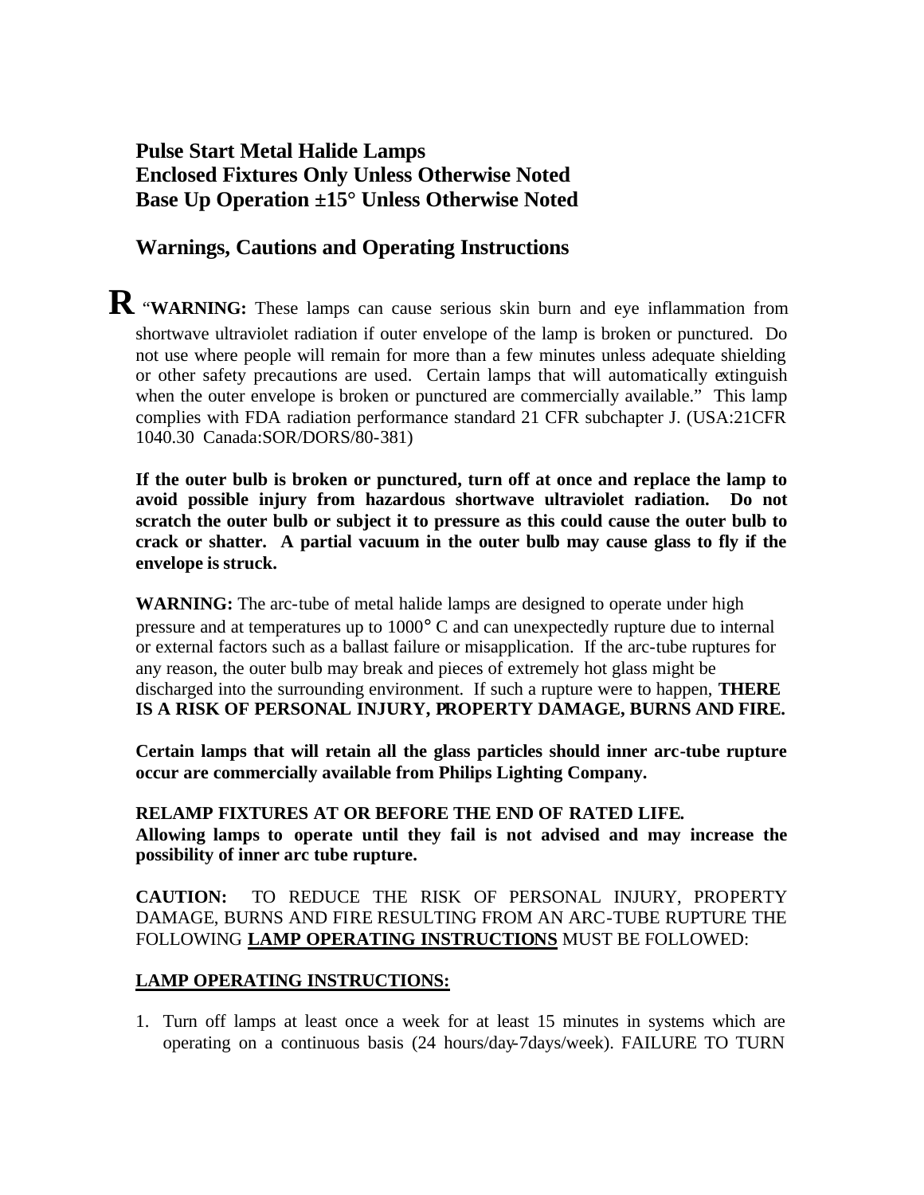# Pulse Start Metal Halide Lamps
# Enclosed Fixtures Only Unless Otherwise Noted
# Base Up Operation ±15° Unless Otherwise Noted

## Warnings, Cautions and Operating Instructions

**R** "**WARNING:** These lamps can cause serious skin burn and eye inflammation from shortwave ultraviolet radiation if outer envelope of the lamp is broken or punctured. Do not use where people will remain for more than a few minutes unless adequate shielding or other safety precautions are used. Certain lamps that will automatically extinguish when the outer envelope is broken or punctured are commercially available." This lamp complies with FDA radiation performance standard 21 CFR subchapter J. (USA:21CFR 1040.30 Canada:SOR/DORS/80-381)

**If the outer bulb is broken or punctured, turn off at once and replace the lamp to avoid possible injury from hazardous shortwave ultraviolet radiation. Do not scratch the outer bulb or subject it to pressure as this could cause the outer bulb to crack or shatter. A partial vacuum in the outer bulb may cause glass to fly if the envelope is struck.**

**WARNING:** The arc-tube of metal halide lamps are designed to operate under high pressure and at temperatures up to 1000° C and can unexpectedly rupture due to internal or external factors such as a ballast failure or misapplication. If the arc-tube ruptures for any reason, the outer bulb may break and pieces of extremely hot glass might be discharged into the surrounding environment. If such a rupture were to happen, **THERE IS A RISK OF PERSONAL INJURY, PROPERTY DAMAGE, BURNS AND FIRE.**

**Certain lamps that will retain all the glass particles should inner arc-tube rupture occur are commercially available from Philips Lighting Company.**

**RELAMP FIXTURES AT OR BEFORE THE END OF RATED LIFE.**
**Allowing lamps to operate until they fail is not advised and may increase the possibility of inner arc tube rupture.**

**CAUTION:** TO REDUCE THE RISK OF PERSONAL INJURY, PROPERTY DAMAGE, BURNS AND FIRE RESULTING FROM AN ARC-TUBE RUPTURE THE FOLLOWING **LAMP OPERATING INSTRUCTIONS** MUST BE FOLLOWED:

**LAMP OPERATING INSTRUCTIONS:**

1. Turn off lamps at least once a week for at least 15 minutes in systems which are operating on a continuous basis (24 hours/day-7days/week). FAILURE TO TURN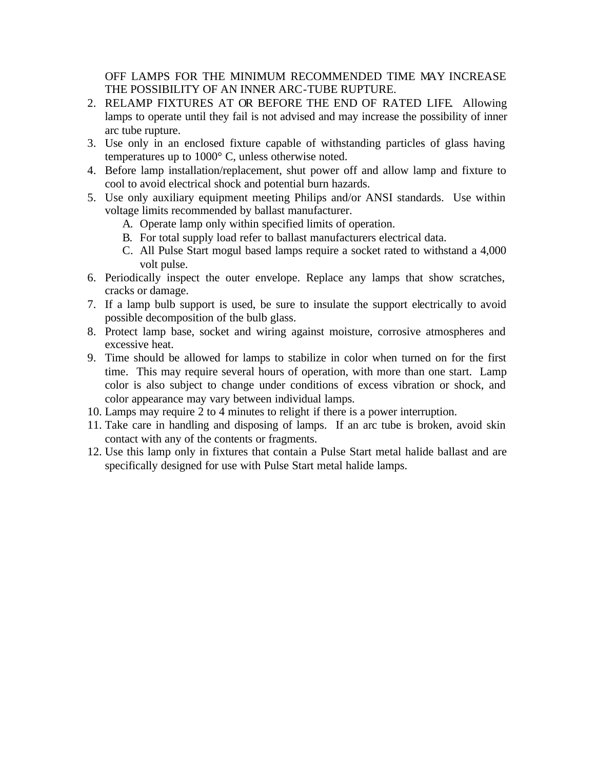OFF LAMPS FOR THE MINIMUM RECOMMENDED TIME MAY INCREASE THE POSSIBILITY OF AN INNER ARC-TUBE RUPTURE.

2. RELAMP FIXTURES AT OR BEFORE THE END OF RATED LIFE. Allowing lamps to operate until they fail is not advised and may increase the possibility of inner arc tube rupture.
3. Use only in an enclosed fixture capable of withstanding particles of glass having temperatures up to 1000° C, unless otherwise noted.
4. Before lamp installation/replacement, shut power off and allow lamp and fixture to cool to avoid electrical shock and potential burn hazards.
5. Use only auxiliary equipment meeting Philips and/or ANSI standards. Use within voltage limits recommended by ballast manufacturer.
    A. Operate lamp only within specified limits of operation.
    B. For total supply load refer to ballast manufacturers electrical data.
    C. All Pulse Start mogul based lamps require a socket rated to withstand a 4,000 volt pulse.
6. Periodically inspect the outer envelope. Replace any lamps that show scratches, cracks or damage.
7. If a lamp bulb support is used, be sure to insulate the support electrically to avoid possible decomposition of the bulb glass.
8. Protect lamp base, socket and wiring against moisture, corrosive atmospheres and excessive heat.
9. Time should be allowed for lamps to stabilize in color when turned on for the first time. This may require several hours of operation, with more than one start. Lamp color is also subject to change under conditions of excess vibration or shock, and color appearance may vary between individual lamps.
10. Lamps may require 2 to 4 minutes to relight if there is a power interruption.
11. Take care in handling and disposing of lamps. If an arc tube is broken, avoid skin contact with any of the contents or fragments.
12. Use this lamp only in fixtures that contain a Pulse Start metal halide ballast and are specifically designed for use with Pulse Start metal halide lamps.